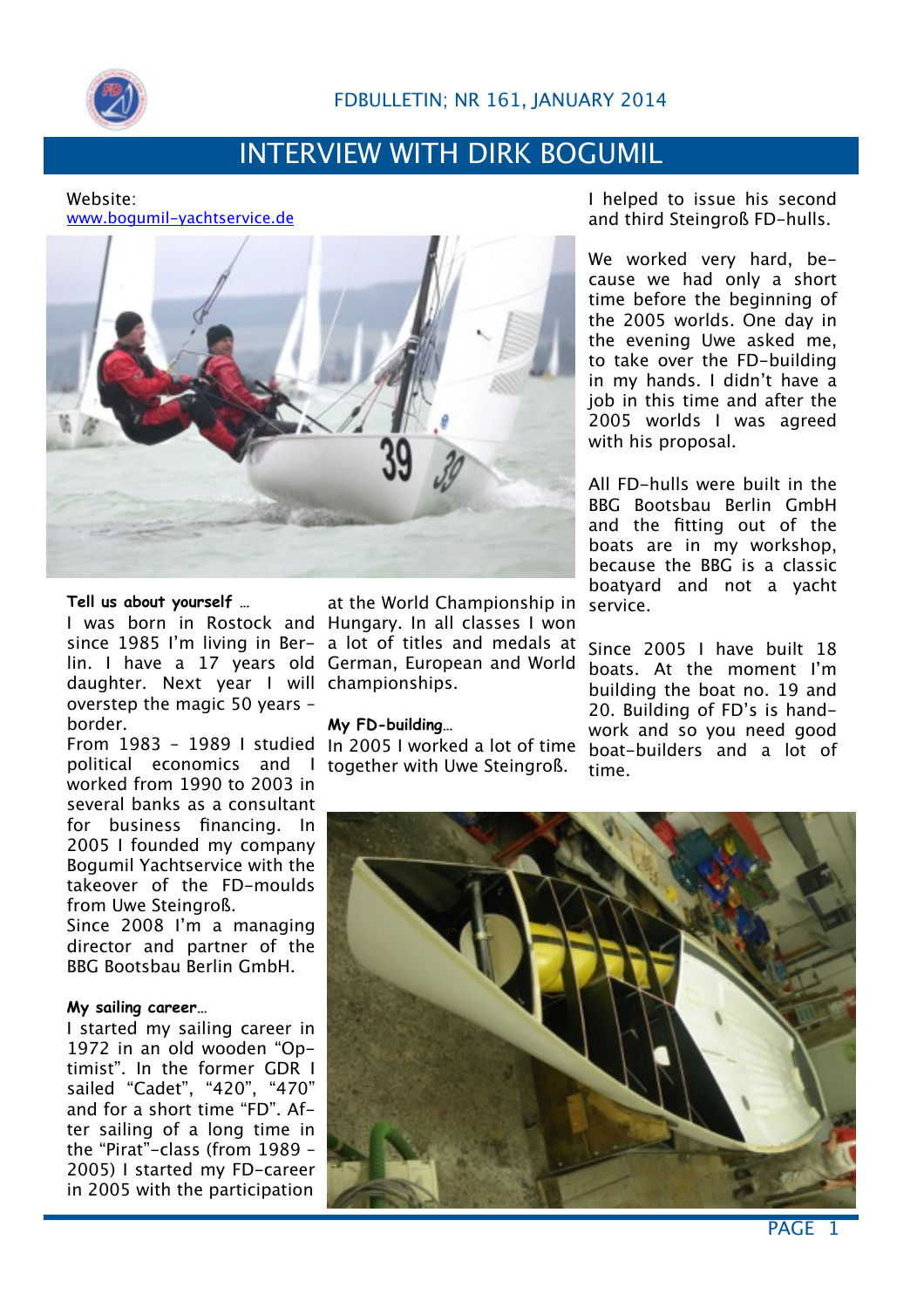# INTERVIEW WITH DIRK BOGUMIL

Website:
www.bogumil-yachtservice.de

**Tell us about yourself …**

I was born in Rostock and since 1985 I'm living in Berlin. I have a 17 years old daughter. Next year I will overstep the magic 50 years - border.

From 1983 - 1989 I studied political economics and I worked from 1990 to 2003 in several banks as a consultant for business financing. In 2005 I founded my company Bogumil Yachtservice with the takeover of the FD-moulds from Uwe Steingroß.

Since 2008 I'm a managing director and partner of the BBG Bootsbau Berlin GmbH.

**My sailing career…**

I started my sailing career in 1972 in an old wooden "Optimist". In the former GDR I sailed "Cadet", "420", "470" and for a short time "FD". After sailing of a long time in the "Pirat"-class (from 1989 - 2005) I started my FD-career in 2005 with the participation at the World Championship in Hungary. In all classes I won a lot of titles and medals at German, European and World championships.

**My FD-building…**

In 2005 I worked a lot of time together with Uwe Steingroß. I helped to issue his second and third Steingroß FD-hulls.

We worked very hard, because we had only a short time before the beginning of the 2005 worlds. One day in the evening Uwe asked me, to take over the FD-building in my hands. I didn't have a job in this time and after the 2005 worlds I was agreed with his proposal.

All FD-hulls were built in the BBG Bootsbau Berlin GmbH and the fitting out of the boats are in my workshop, because the BBG is a classic boatyard and not a yacht service.

Since 2005 I have built 18 boats. At the moment I'm building the boat no. 19 and 20. Building of FD's is handwork and so you need good boat-builders and a lot of time.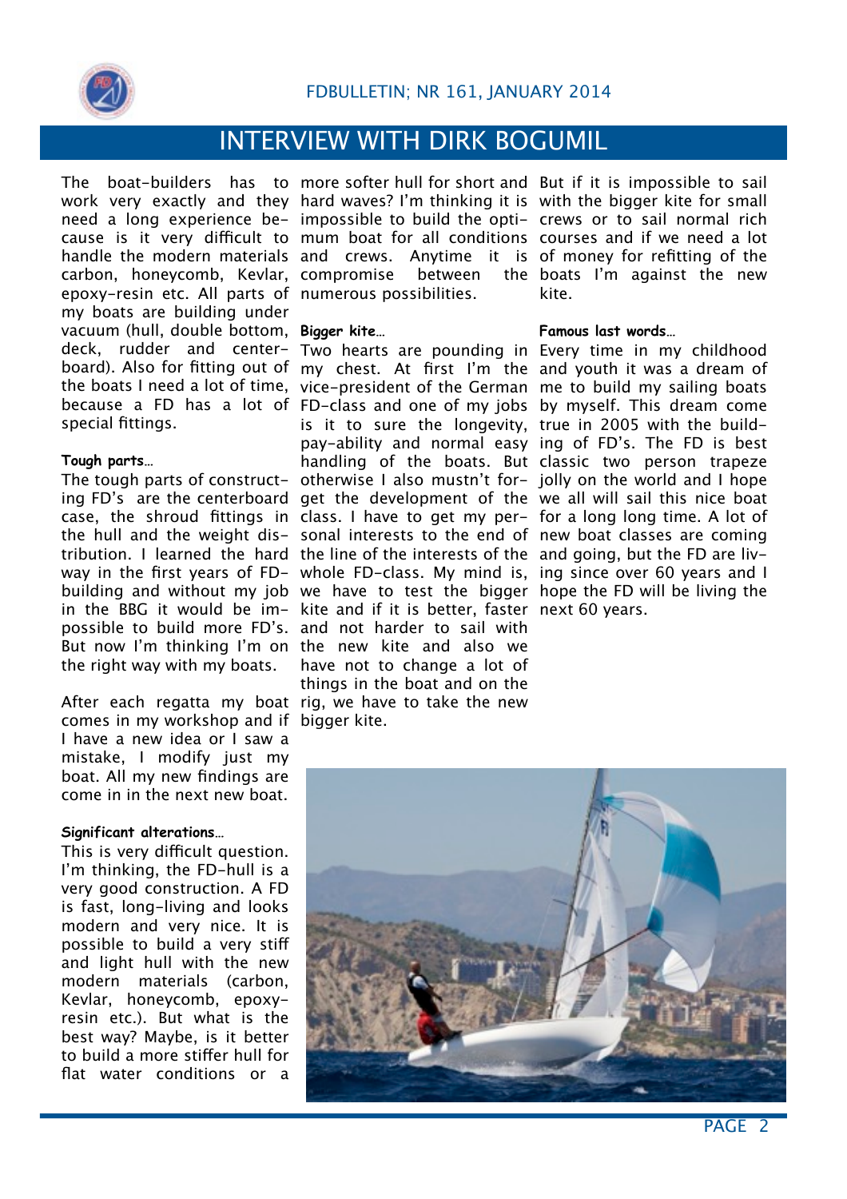## INTERVIEW WITH DIRK BOGUMIL

The boat-builders has to work very exactly and they need a long experience because is it very difficult to handle the modern materials carbon, honeycomb, Kevlar, epoxy-resin etc. All parts of my boats are building under vacuum (hull, double bottom, deck, rudder and centerboard). Also for fitting out of the boats I need a lot of time, because a FD has a lot of special fittings.

**Tough parts…**

The tough parts of constructing FD's are the centerboard case, the shroud fittings in the hull and the weight distribution. I learned the hard way in the first years of FD-building and without my job in the BBG it would be impossible to build more FD's. But now I'm thinking I'm on the right way with my boats.

After each regatta my boat comes in my workshop and if I have a new idea or I saw a mistake, I modify just my boat. All my new findings are come in in the next new boat.

**Significant alterations…**

This is very difficult question. I'm thinking, the FD-hull is a very good construction. A FD is fast, long-living and looks modern and very nice. It is possible to build a very stiff and light hull with the new modern materials (carbon, Kevlar, honeycomb, epoxy-resin etc.). But what is the best way? Maybe, is it better to build a more stiffer hull for flat water conditions or a more softer hull for short and hard waves? I'm thinking it is impossible to build the optimum boat for all conditions and crews. Anytime it is compromise between the numerous possibilities.

**Bigger kite…**

Two hearts are pounding in my chest. At first I'm the vice-president of the German FD-class and one of my jobs is it to sure the longevity, pay-ability and normal easy handling of the boats. But otherwise I also mustn't forget the development of the class. I have to get my personal interests to the end of the line of the interests of the whole FD-class. My mind is, we have to test the bigger kite and if it is better, faster and not harder to sail with the new kite and also we have not to change a lot of things in the boat and on the rig, we have to take the new bigger kite.

But if it is impossible to sail with the bigger kite for small crews or to sail normal rich courses and if we need a lot of money for refitting of the boats I'm against the new kite.

**Famous last words…**

Every time in my childhood and youth it was a dream of me to build my sailing boats by myself. This dream come true in 2005 with the building of FD's. The FD is best classic two person trapeze jolly on the world and I hope we all will sail this nice boat for a long long time. A lot of new boat classes are coming and going, but the FD are living since over 60 years and I hope the FD will be living the next 60 years.